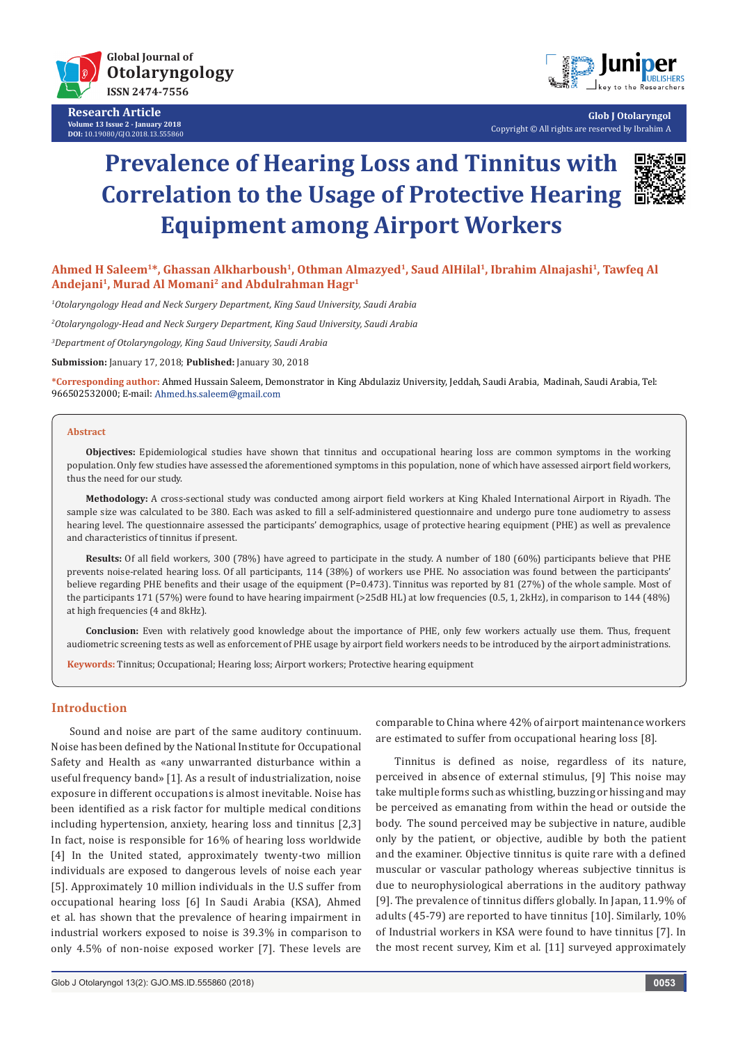Research Article

Volume 13 Issue 2 - January 2018

DOI: 10.19080/GJO.2018.13.555860

Glob J Otolaryngol

Copyright © All rights are reserved by Ibrahim A

# Prevalence of Hearing Loss and Tinnitus with Correlation to the Usage of Protective Hearing Equipment among Airport Workers

**Ahmed H Saleem[1]*, Ghassan Alkharboush[1], Othman Almazyed[1], Saud AlHilal[1], Ibrahim Alnajashi[1], Tawfeq Al Andejani[1], Murad Al Momani[2] and Abdulrahman Hagr[1]**

*[1]Otolaryngology Head and Neck Surgery Department, King Saud University, Saudi Arabia*

*[2]Otolaryngology-Head and Neck Surgery Department, King Saud University, Saudi Arabia*

*[3]Department of Otolaryngology, King Saud University, Saudi Arabia*

**Submission:** January 17, 2018; **Published:** January 30, 2018

**\*Corresponding author:** Ahmed Hussain Saleem, Demonstrator in King Abdulaziz University, Jeddah, Saudi Arabia, Madinah, Saudi Arabia, Tel: 966502532000; E-mail: Ahmed.hs.saleem@gmail.com

## Abstract

**Objectives:** Epidemiological studies have shown that tinnitus and occupational hearing loss are common symptoms in the working population. Only few studies have assessed the aforementioned symptoms in this population, none of which have assessed airport field workers, thus the need for our study.

**Methodology:** A cross-sectional study was conducted among airport field workers at King Khaled International Airport in Riyadh. The sample size was calculated to be 380. Each was asked to fill a self-administered questionnaire and undergo pure tone audiometry to assess hearing level. The questionnaire assessed the participants' demographics, usage of protective hearing equipment (PHE) as well as prevalence and characteristics of tinnitus if present.

**Results:** Of all field workers, 300 (78%) have agreed to participate in the study. A number of 180 (60%) participants believe that PHE prevents noise-related hearing loss. Of all participants, 114 (38%) of workers use PHE. No association was found between the participants' believe regarding PHE benefits and their usage of the equipment (P=0.473). Tinnitus was reported by 81 (27%) of the whole sample. Most of the participants 171 (57%) were found to have hearing impairment (>25dB HL) at low frequencies (0.5, 1, 2kHz), in comparison to 144 (48%) at high frequencies (4 and 8kHz).

**Conclusion:** Even with relatively good knowledge about the importance of PHE, only few workers actually use them. Thus, frequent audiometric screening tests as well as enforcement of PHE usage by airport field workers needs to be introduced by the airport administrations.

**Keywords:** Tinnitus; Occupational; Hearing loss; Airport workers; Protective hearing equipment

## Introduction

Sound and noise are part of the same auditory continuum. Noise has been defined by the National Institute for Occupational Safety and Health as «any unwarranted disturbance within a useful frequency band» [1]. As a result of industrialization, noise exposure in different occupations is almost inevitable. Noise has been identified as a risk factor for multiple medical conditions including hypertension, anxiety, hearing loss and tinnitus [2,3] In fact, noise is responsible for 16% of hearing loss worldwide [4] In the United stated, approximately twenty-two million individuals are exposed to dangerous levels of noise each year [5]. Approximately 10 million individuals in the U.S suffer from occupational hearing loss [6] In Saudi Arabia (KSA), Ahmed et al. has shown that the prevalence of hearing impairment in industrial workers exposed to noise is 39.3% in comparison to only 4.5% of non-noise exposed worker [7]. These levels are comparable to China where 42% of airport maintenance workers are estimated to suffer from occupational hearing loss [8].

Tinnitus is defined as noise, regardless of its nature, perceived in absence of external stimulus, [9] This noise may take multiple forms such as whistling, buzzing or hissing and may be perceived as emanating from within the head or outside the body. The sound perceived may be subjective in nature, audible only by the patient, or objective, audible by both the patient and the examiner. Objective tinnitus is quite rare with a defined muscular or vascular pathology whereas subjective tinnitus is due to neurophysiological aberrations in the auditory pathway [9]. The prevalence of tinnitus differs globally. In Japan, 11.9% of adults (45-79) are reported to have tinnitus [10]. Similarly, 10% of Industrial workers in KSA were found to have tinnitus [7]. In the most recent survey, Kim et al. [11] surveyed approximately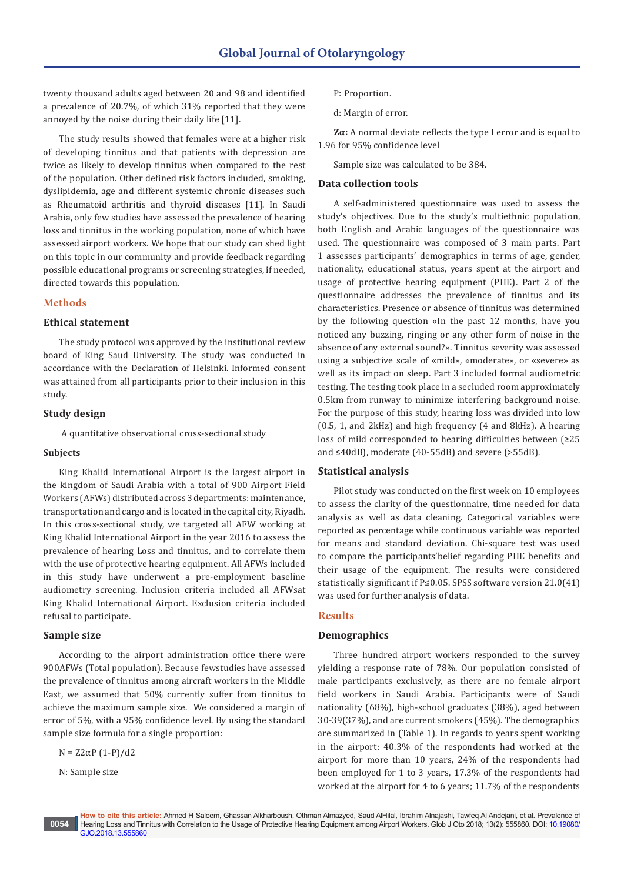twenty thousand adults aged between 20 and 98 and identified a prevalence of 20.7%, of which 31% reported that they were annoyed by the noise during their daily life [11].

The study results showed that females were at a higher risk of developing tinnitus and that patients with depression are twice as likely to develop tinnitus when compared to the rest of the population. Other defined risk factors included, smoking, dyslipidemia, age and different systemic chronic diseases such as Rheumatoid arthritis and thyroid diseases [11]. In Saudi Arabia, only few studies have assessed the prevalence of hearing loss and tinnitus in the working population, none of which have assessed airport workers. We hope that our study can shed light on this topic in our community and provide feedback regarding possible educational programs or screening strategies, if needed, directed towards this population.

## Methods

### Ethical statement

The study protocol was approved by the institutional review board of King Saud University. The study was conducted in accordance with the Declaration of Helsinki. Informed consent was attained from all participants prior to their inclusion in this study.

### Study design

A quantitative observational cross-sectional study

#### Subjects

King Khalid International Airport is the largest airport in the kingdom of Saudi Arabia with a total of 900 Airport Field Workers (AFWs) distributed across 3 departments: maintenance, transportation and cargo and is located in the capital city, Riyadh. In this cross-sectional study, we targeted all AFW working at King Khalid International Airport in the year 2016 to assess the prevalence of hearing Loss and tinnitus, and to correlate them with the use of protective hearing equipment. All AFWs included in this study have underwent a pre-employment baseline audiometry screening. Inclusion criteria included all AFWsat King Khalid International Airport. Exclusion criteria included refusal to participate.

### Sample size

According to the airport administration office there were 900AFWs (Total population). Because fewstudies have assessed the prevalence of tinnitus among aircraft workers in the Middle East, we assumed that 50% currently suffer from tinnitus to achieve the maximum sample size. We considered a margin of error of 5%, with a 95% confidence level. By using the standard sample size formula for a single proportion:

$N = Z^2\alpha P\ (1\text{-}P)/d^2$

N: Sample size

P: Proportion.

d: Margin of error.

**Zα:** A normal deviate reflects the type I error and is equal to 1.96 for 95% confidence level

Sample size was calculated to be 384.

### Data collection tools

A self-administered questionnaire was used to assess the study's objectives. Due to the study's multiethnic population, both English and Arabic languages of the questionnaire was used. The questionnaire was composed of 3 main parts. Part 1 assesses participants' demographics in terms of age, gender, nationality, educational status, years spent at the airport and usage of protective hearing equipment (PHE). Part 2 of the questionnaire addresses the prevalence of tinnitus and its characteristics. Presence or absence of tinnitus was determined by the following question «In the past 12 months, have you noticed any buzzing, ringing or any other form of noise in the absence of any external sound?». Tinnitus severity was assessed using a subjective scale of «mild», «moderate», or «severe» as well as its impact on sleep. Part 3 included formal audiometric testing. The testing took place in a secluded room approximately 0.5km from runway to minimize interfering background noise. For the purpose of this study, hearing loss was divided into low (0.5, 1, and 2kHz) and high frequency (4 and 8kHz). A hearing loss of mild corresponded to hearing difficulties between (≥25 and ≤40dB), moderate (40-55dB) and severe (>55dB).

### Statistical analysis

Pilot study was conducted on the first week on 10 employees to assess the clarity of the questionnaire, time needed for data analysis as well as data cleaning. Categorical variables were reported as percentage while continuous variable was reported for means and standard deviation. Chi-square test was used to compare the participants'belief regarding PHE benefits and their usage of the equipment. The results were considered statistically significant if P≤0.05. SPSS software version 21.0(41) was used for further analysis of data.

## Results

### Demographics

Three hundred airport workers responded to the survey yielding a response rate of 78%. Our population consisted of male participants exclusively, as there are no female airport field workers in Saudi Arabia. Participants were of Saudi nationality (68%), high-school graduates (38%), aged between 30-39(37%), and are current smokers (45%). The demographics are summarized in (Table 1). In regards to years spent working in the airport: 40.3% of the respondents had worked at the airport for more than 10 years, 24% of the respondents had been employed for 1 to 3 years, 17.3% of the respondents had worked at the airport for 4 to 6 years; 11.7% of the respondents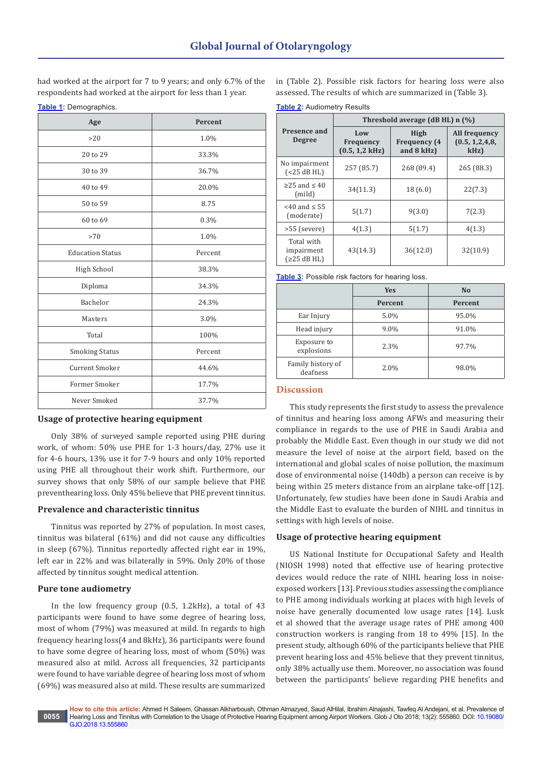had worked at the airport for 7 to 9 years; and only 6.7% of the respondents had worked at the airport for less than 1 year.

Table 1: Demographics.

| Age | Percent |
|---|---|
| >20 | 1.0% |
| 20 to 29 | 33.3% |
| 30 to 39 | 36.7% |
| 40 to 49 | 20.0% |
| 50 to 59 | 8.75 |
| 60 to 69 | 0.3% |
| >70 | 1.0% |
| Education Status | Percent |
| High School | 38.3% |
| Diploma | 34.3% |
| Bachelor | 24.3% |
| Masters | 3.0% |
| Total | 100% |
| Smoking Status | Percent |
| Current Smoker | 44.6% |
| Former Smoker | 17.7% |
| Never Smoked | 37.7% |

### Usage of protective hearing equipment

Only 38% of surveyed sample reported using PHE during work, of whom: 50% use PHE for 1-3 hours/day, 27% use it for 4-6 hours, 13% use it for 7-9 hours and only 10% reported using PHE all throughout their work shift. Furthermore, our survey shows that only 58% of our sample believe that PHE preventhearing loss. Only 45% believe that PHE prevent tinnitus.

### Prevalence and characteristic tinnitus

Tinnitus was reported by 27% of population. In most cases, tinnitus was bilateral (61%) and did not cause any difficulties in sleep (67%). Tinnitus reportedly affected right ear in 19%, left ear in 22% and was bilaterally in 59%. Only 20% of those affected by tinnitus sought medical attention.

### Pure tone audiometry

In the low frequency group (0.5, 1.2kHz), a total of 43 participants were found to have some degree of hearing loss, most of whom (79%) was measured at mild. In regards to high frequency hearing loss(4 and 8kHz), 36 participants were found to have some degree of hearing loss, most of whom (50%) was measured also at mild. Across all frequencies, 32 participants were found to have variable degree of hearing loss most of whom (69%) was measured also at mild. These results are summarized in (Table 2). Possible risk factors for hearing loss were also assessed. The results of which are summarized in (Table 3).

Table 2: Audiometry Results

| Presence and Degree | Threshold average (dB HL) n (%) | | |
|---|---|---|---|
| | Low Frequency (0.5, 1,2 kHz) | High Frequency (4 and 8 kHz) | All frequency (0.5, 1,2,4,8, kHz) |
| No impairment (<25 dB HL) | 257 (85.7) | 268 (89.4) | 265 (88.3) |
| ≥25 and ≤ 40 (mild) | 34(11.3) | 18 (6.0) | 22(7.3) |
| <40 and ≤ 55 (moderate) | 5(1.7) | 9(3.0) | 7(2.3) |
| >55 (severe) | 4(1.3) | 5(1.7) | 4(1.3) |
| Total with impairment (≥25 dB HL) | 43(14.3) | 36(12.0) | 32(10.9) |

Table 3: Possible risk factors for hearing loss.

| | Yes | No |
|---|---|---|
| | Percent | Percent |
| Ear Injury | 5.0% | 95.0% |
| Head injury | 9.0% | 91.0% |
| Exposure to explosions | 2.3% | 97.7% |
| Family history of deafness | 2.0% | 98.0% |

## Discussion

This study represents the first study to assess the prevalence of tinnitus and hearing loss among AFWs and measuring their compliance in regards to the use of PHE in Saudi Arabia and probably the Middle East. Even though in our study we did not measure the level of noise at the airport field, based on the international and global scales of noise pollution, the maximum dose of environmental noise (140db) a person can receive is by being within 25 meters distance from an airplane take-off [12]. Unfortunately, few studies have been done in Saudi Arabia and the Middle East to evaluate the burden of NIHL and tinnitus in settings with high levels of noise.

### Usage of protective hearing equipment

US National Institute for Occupational Safety and Health (NIOSH 1998) noted that effective use of hearing protective devices would reduce the rate of NIHL hearing loss in noise-exposed workers [13]. Previous studies assessing the compliance to PHE among individuals working at places with high levels of noise have generally documented low usage rates [14]. Lusk et al showed that the average usage rates of PHE among 400 construction workers is ranging from 18 to 49% [15]. In the present study, although 60% of the participants believe that PHE prevent hearing loss and 45% believe that they prevent tinnitus, only 38% actually use them. Moreover, no association was found between the participants' believe regarding PHE benefits and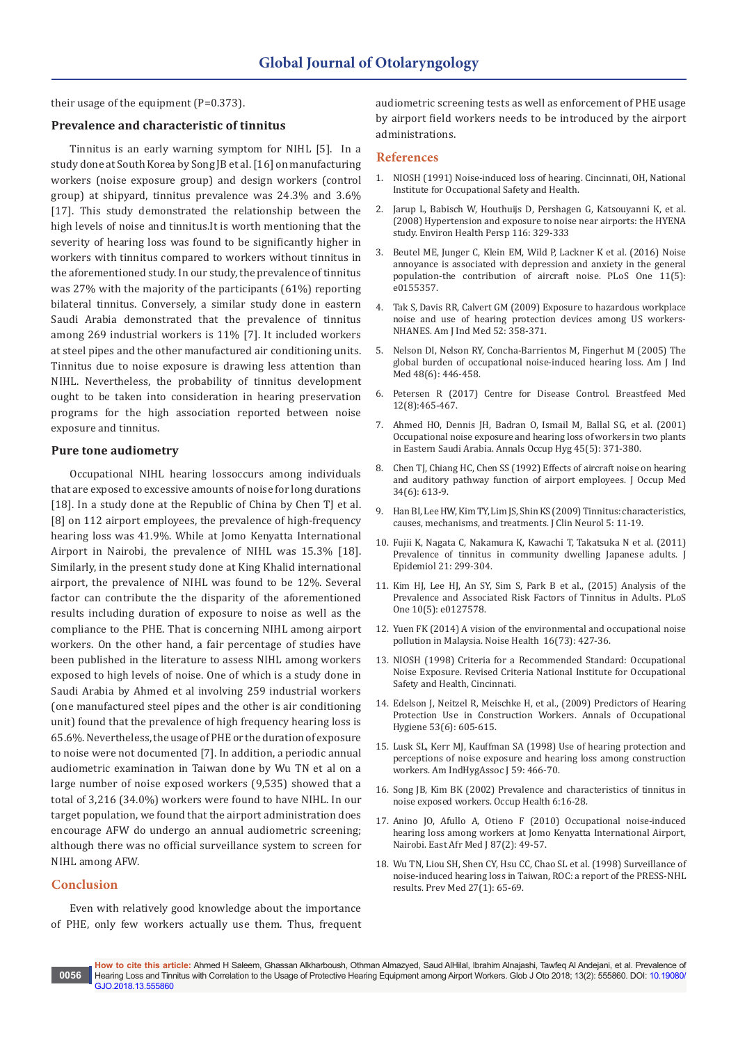their usage of the equipment (P=0.373).

### Prevalence and characteristic of tinnitus

Tinnitus is an early warning symptom for NIHL [5]. In a study done at South Korea by Song JB et al. [16] on manufacturing workers (noise exposure group) and design workers (control group) at shipyard, tinnitus prevalence was 24.3% and 3.6% [17]. This study demonstrated the relationship between the high levels of noise and tinnitus.It is worth mentioning that the severity of hearing loss was found to be significantly higher in workers with tinnitus compared to workers without tinnitus in the aforementioned study. In our study, the prevalence of tinnitus was 27% with the majority of the participants (61%) reporting bilateral tinnitus. Conversely, a similar study done in eastern Saudi Arabia demonstrated that the prevalence of tinnitus among 269 industrial workers is 11% [7]. It included workers at steel pipes and the other manufactured air conditioning units. Tinnitus due to noise exposure is drawing less attention than NIHL. Nevertheless, the probability of tinnitus development ought to be taken into consideration in hearing preservation programs for the high association reported between noise exposure and tinnitus.

### Pure tone audiometry

Occupational NIHL hearing lossoccurs among individuals that are exposed to excessive amounts of noise for long durations [18]. In a study done at the Republic of China by Chen TJ et al. [8] on 112 airport employees, the prevalence of high-frequency hearing loss was 41.9%. While at Jomo Kenyatta International Airport in Nairobi, the prevalence of NIHL was 15.3% [18]. Similarly, in the present study done at King Khalid international airport, the prevalence of NIHL was found to be 12%. Several factor can contribute the the disparity of the aforementioned results including duration of exposure to noise as well as the compliance to the PHE. That is concerning NIHL among airport workers. On the other hand, a fair percentage of studies have been published in the literature to assess NIHL among workers exposed to high levels of noise. One of which is a study done in Saudi Arabia by Ahmed et al involving 259 industrial workers (one manufactured steel pipes and the other is air conditioning unit) found that the prevalence of high frequency hearing loss is 65.6%. Nevertheless, the usage of PHE or the duration of exposure to noise were not documented [7]. In addition, a periodic annual audiometric examination in Taiwan done by Wu TN et al on a large number of noise exposed workers (9,535) showed that a total of 3,216 (34.0%) workers were found to have NIHL. In our target population, we found that the airport administration does encourage AFW do undergo an annual audiometric screening; although there was no official surveillance system to screen for NIHL among AFW.

## Conclusion

Even with relatively good knowledge about the importance of PHE, only few workers actually use them. Thus, frequent audiometric screening tests as well as enforcement of PHE usage by airport field workers needs to be introduced by the airport administrations.

## References

1. NIOSH (1991) Noise-induced loss of hearing. Cincinnati, OH, National Institute for Occupational Safety and Health.
2. Jarup L, Babisch W, Houthuijs D, Pershagen G, Katsouyanni K, et al. (2008) Hypertension and exposure to noise near airports: the HYENA study. Environ Health Persp 116: 329-333
3. Beutel ME, Junger C, Klein EM, Wild P, Lackner K et al. (2016) Noise annoyance is associated with depression and anxiety in the general population-the contribution of aircraft noise. PLoS One 11(5): e0155357.
4. Tak S, Davis RR, Calvert GM (2009) Exposure to hazardous workplace noise and use of hearing protection devices among US workers-NHANES. Am J Ind Med 52: 358-371.
5. Nelson DI, Nelson RY, Concha-Barrientos M, Fingerhut M (2005) The global burden of occupational noise-induced hearing loss. Am J Ind Med 48(6): 446-458.
6. Petersen R (2017) Centre for Disease Control. Breastfeed Med 12(8):465-467.
7. Ahmed HO, Dennis JH, Badran O, Ismail M, Ballal SG, et al. (2001) Occupational noise exposure and hearing loss of workers in two plants in Eastern Saudi Arabia. Annals Occup Hyg 45(5): 371-380.
8. Chen TJ, Chiang HC, Chen SS (1992) Effects of aircraft noise on hearing and auditory pathway function of airport employees. J Occup Med 34(6): 613-9.
9. Han BI, Lee HW, Kim TY, Lim JS, Shin KS (2009) Tinnitus: characteristics, causes, mechanisms, and treatments. J Clin Neurol 5: 11-19.
10. Fujii K, Nagata C, Nakamura K, Kawachi T, Takatsuka N et al. (2011) Prevalence of tinnitus in community dwelling Japanese adults. J Epidemiol 21: 299-304.
11. Kim HJ, Lee HJ, An SY, Sim S, Park B et al., (2015) Analysis of the Prevalence and Associated Risk Factors of Tinnitus in Adults. PLoS One 10(5): e0127578.
12. Yuen FK (2014) A vision of the environmental and occupational noise pollution in Malaysia. Noise Health 16(73): 427-36.
13. NIOSH (1998) Criteria for a Recommended Standard: Occupational Noise Exposure. Revised Criteria National Institute for Occupational Safety and Health, Cincinnati.
14. Edelson J, Neitzel R, Meischke H, et al., (2009) Predictors of Hearing Protection Use in Construction Workers. Annals of Occupational Hygiene 53(6): 605-615.
15. Lusk SL, Kerr MJ, Kauffman SA (1998) Use of hearing protection and perceptions of noise exposure and hearing loss among construction workers. Am IndHygAssoc J 59: 466-70.
16. Song JB, Kim BK (2002) Prevalence and characteristics of tinnitus in noise exposed workers. Occup Health 6:16-28.
17. Anino JO, Afullo A, Otieno F (2010) Occupational noise-induced hearing loss among workers at Jomo Kenyatta International Airport, Nairobi. East Afr Med J 87(2): 49-57.
18. Wu TN, Liou SH, Shen CY, Hsu CC, Chao SL et al. (1998) Surveillance of noise-induced hearing loss in Taiwan, ROC: a report of the PRESS-NHL results. Prev Med 27(1): 65-69.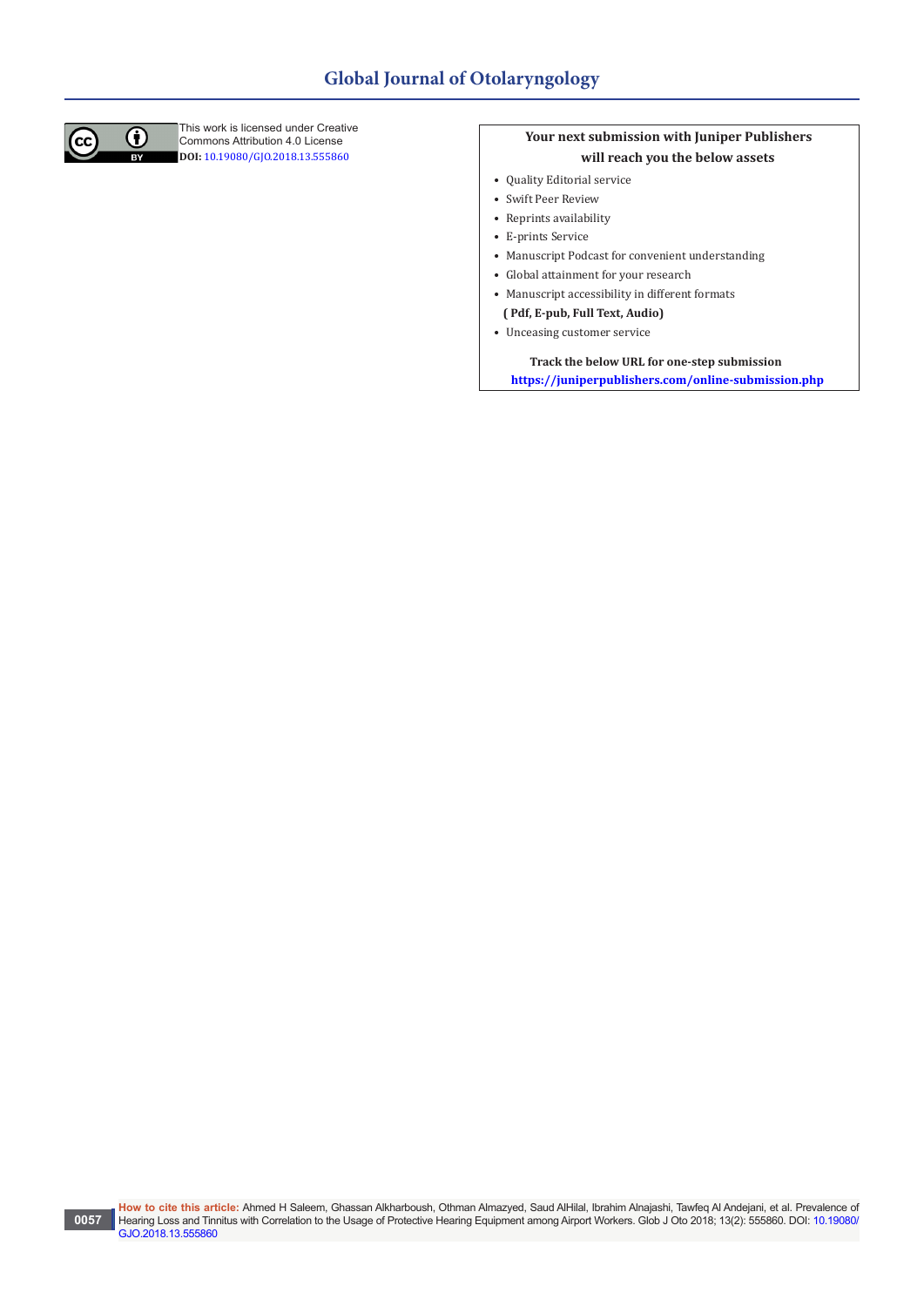This work is licensed under Creative Commons Attribution 4.0 License
**DOI:** 10.19080/GJO.2018.13.555860

**Your next submission with Juniper Publishers will reach you the below assets**

- Quality Editorial service
- Swift Peer Review
- Reprints availability
- E-prints Service
- Manuscript Podcast for convenient understanding
- Global attainment for your research
- Manuscript accessibility in different formats

**( Pdf, E-pub, Full Text, Audio)**

- Unceasing customer service

**Track the below URL for one-step submission**
**https://juniperpublishers.com/online-submission.php**

**How to cite this article:** Ahmed H Saleem, Ghassan Alkharboush, Othman Almazyed, Saud AlHilal, Ibrahim Alnajashi, Tawfeq Al Andejani, et al. Prevalence of Hearing Loss and Tinnitus with Correlation to the Usage of Protective Hearing Equipment among Airport Workers. Glob J Oto 2018; 13(2): 555860. DOI: 10.19080/GJO.2018.13.555860